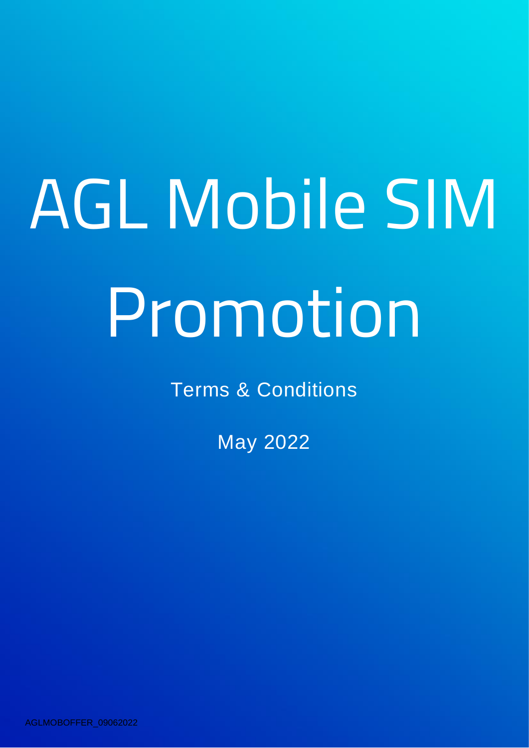# AGL Mobile SIM Promotion

Terms & Conditions

May 2022

AGLMOBOFFER_09062022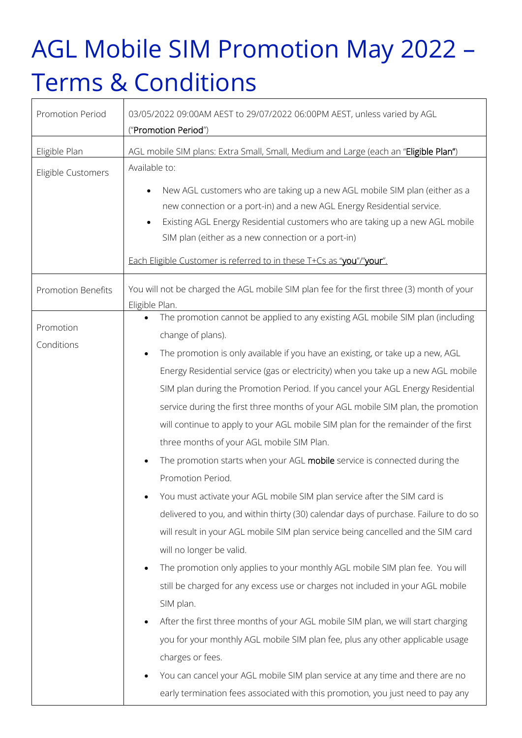# AGL Mobile SIM Promotion May 2022 – Terms & Conditions

| | |
|---|---|
| Promotion Period | 03/05/2022 09:00AM AEST to 29/07/2022 06:00PM AEST, unless varied by AGL ("**Promotion Period**") |
| Eligible Plan | AGL mobile SIM plans: Extra Small, Small, Medium and Large (each an "**Eligible Plan**") |
| Eligible Customers | Available to:<br>• New AGL customers who are taking up a new AGL mobile SIM plan (either as a new connection or a port-in) and a new AGL Energy Residential service.<br>• Existing AGL Energy Residential customers who are taking up a new AGL mobile SIM plan (either as a new connection or a port-in)<br><br>Each Eligible Customer is referred to in these T+Cs as "**you**"/"**your**". |
| Promotion Benefits | You will not be charged the AGL mobile SIM plan fee for the first three (3) month of your Eligible Plan. |
| Promotion Conditions | • The promotion cannot be applied to any existing AGL mobile SIM plan (including change of plans).<br>• The promotion is only available if you have an existing, or take up a new, AGL Energy Residential service (gas or electricity) when you take up a new AGL mobile SIM plan during the Promotion Period. If you cancel your AGL Energy Residential service during the first three months of your AGL mobile SIM plan, the promotion will continue to apply to your AGL mobile SIM plan for the remainder of the first three months of your AGL mobile SIM Plan.<br>• The promotion starts when your AGL **mobile** service is connected during the Promotion Period.<br>• You must activate your AGL mobile SIM plan service after the SIM card is delivered to you, and within thirty (30) calendar days of purchase. Failure to do so will result in your AGL mobile SIM plan service being cancelled and the SIM card will no longer be valid.<br>• The promotion only applies to your monthly AGL mobile SIM plan fee. You will still be charged for any excess use or charges not included in your AGL mobile SIM plan.<br>• After the first three months of your AGL mobile SIM plan, we will start charging you for your monthly AGL mobile SIM plan fee, plus any other applicable usage charges or fees.<br>• You can cancel your AGL mobile SIM plan service at any time and there are no early termination fees associated with this promotion, you just need to pay any |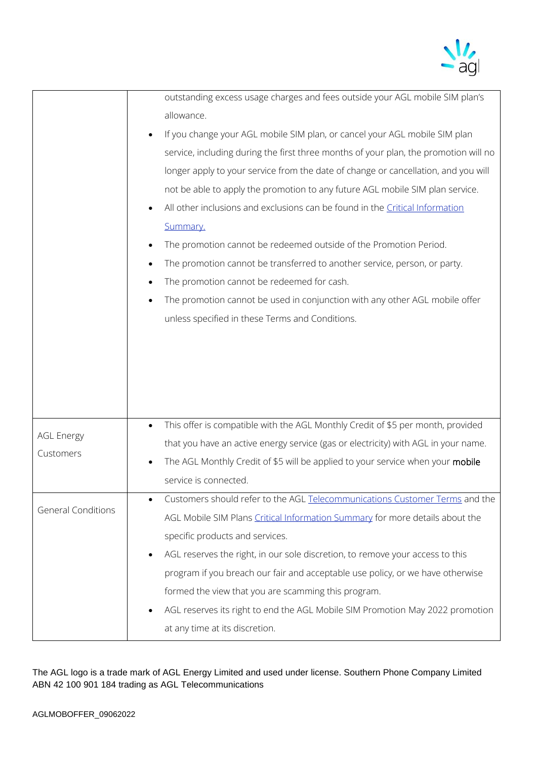| | |
|---|---|
| | outstanding excess usage charges and fees outside your AGL mobile SIM plan's allowance.<br>• If you change your AGL mobile SIM plan, or cancel your AGL mobile SIM plan service, including during the first three months of your plan, the promotion will no longer apply to your service from the date of change or cancellation, and you will not be able to apply the promotion to any future AGL mobile SIM plan service.<br>• All other inclusions and exclusions can be found in the Critical Information Summary.<br>• The promotion cannot be redeemed outside of the Promotion Period.<br>• The promotion cannot be transferred to another service, person, or party.<br>• The promotion cannot be redeemed for cash.<br>• The promotion cannot be used in conjunction with any other AGL mobile offer unless specified in these Terms and Conditions. |
| AGL Energy Customers | • This offer is compatible with the AGL Monthly Credit of $5 per month, provided that you have an active energy service (gas or electricity) with AGL in your name.<br>• The AGL Monthly Credit of $5 will be applied to your service when your mobile service is connected. |
| General Conditions | • Customers should refer to the AGL Telecommunications Customer Terms and the AGL Mobile SIM Plans Critical Information Summary for more details about the specific products and services.<br>• AGL reserves the right, in our sole discretion, to remove your access to this program if you breach our fair and acceptable use policy, or we have otherwise formed the view that you are scamming this program.<br>• AGL reserves its right to end the AGL Mobile SIM Promotion May 2022 promotion at any time at its discretion. |

The AGL logo is a trade mark of AGL Energy Limited and used under license. Southern Phone Company Limited ABN 42 100 901 184 trading as AGL Telecommunications

AGLMOBOFFER_09062022